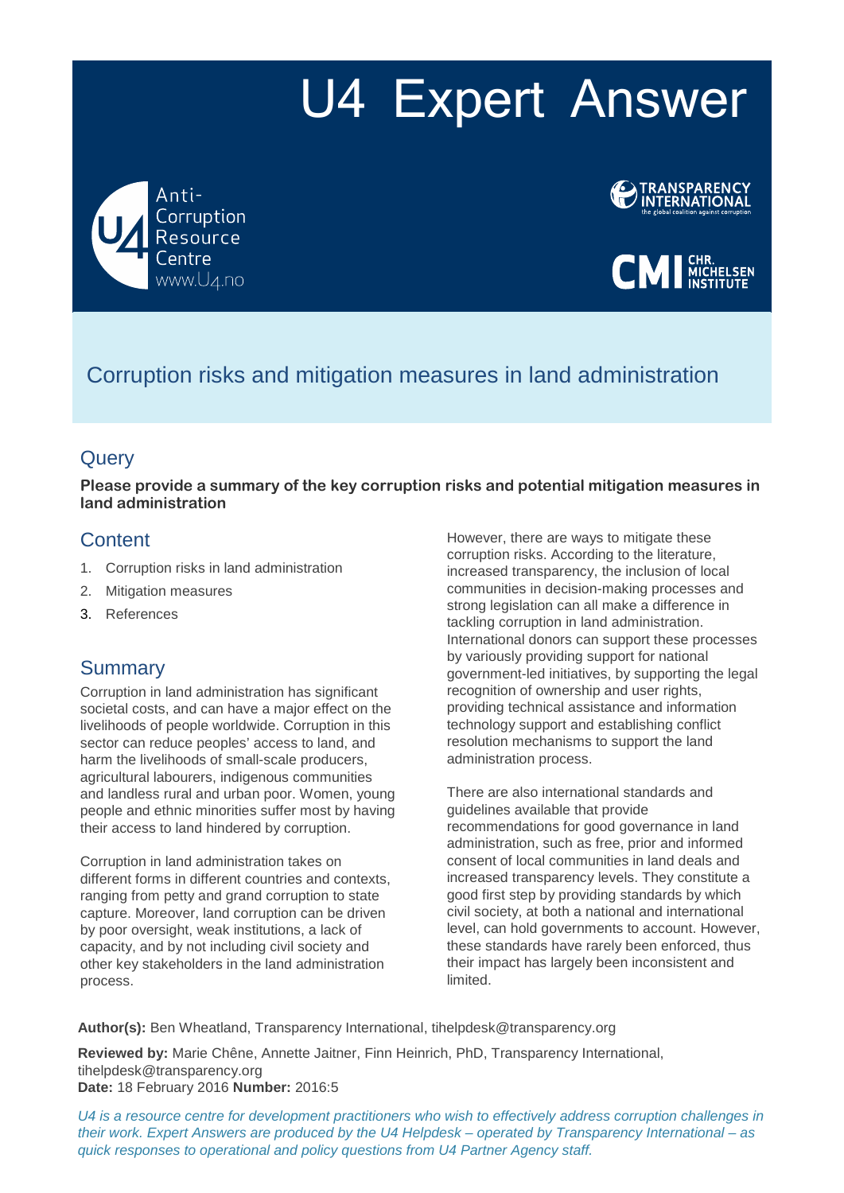# U4 Expert Answer

Anti-Corruption Resource Centre
www.U4.no

TRANSPARENCY INTERNATIONAL
the global coalition against corruption

CMI CHR. MICHELSEN INSTITUTE

## Corruption risks and mitigation measures in land administration

## Query

**Please provide a summary of the key corruption risks and potential mitigation measures in land administration**

## Content

1. Corruption risks in land administration
2. Mitigation measures
3. References

## Summary

Corruption in land administration has significant societal costs, and can have a major effect on the livelihoods of people worldwide. Corruption in this sector can reduce peoples' access to land, and harm the livelihoods of small-scale producers, agricultural labourers, indigenous communities and landless rural and urban poor. Women, young people and ethnic minorities suffer most by having their access to land hindered by corruption.

Corruption in land administration takes on different forms in different countries and contexts, ranging from petty and grand corruption to state capture. Moreover, land corruption can be driven by poor oversight, weak institutions, a lack of capacity, and by not including civil society and other key stakeholders in the land administration process.

However, there are ways to mitigate these corruption risks. According to the literature, increased transparency, the inclusion of local communities in decision-making processes and strong legislation can all make a difference in tackling corruption in land administration. International donors can support these processes by variously providing support for national government-led initiatives, by supporting the legal recognition of ownership and user rights, providing technical assistance and information technology support and establishing conflict resolution mechanisms to support the land administration process.

There are also international standards and guidelines available that provide recommendations for good governance in land administration, such as free, prior and informed consent of local communities in land deals and increased transparency levels. They constitute a good first step by providing standards by which civil society, at both a national and international level, can hold governments to account. However, these standards have rarely been enforced, thus their impact has largely been inconsistent and limited.

**Author(s):** Ben Wheatland, Transparency International, tihelpdesk@transparency.org

**Reviewed by:** Marie Chêne, Annette Jaitner, Finn Heinrich, PhD, Transparency International, tihelpdesk@transparency.org
**Date:** 18 February 2016 **Number:** 2016:5

*U4 is a resource centre for development practitioners who wish to effectively address corruption challenges in their work. Expert Answers are produced by the U4 Helpdesk – operated by Transparency International – as quick responses to operational and policy questions from U4 Partner Agency staff.*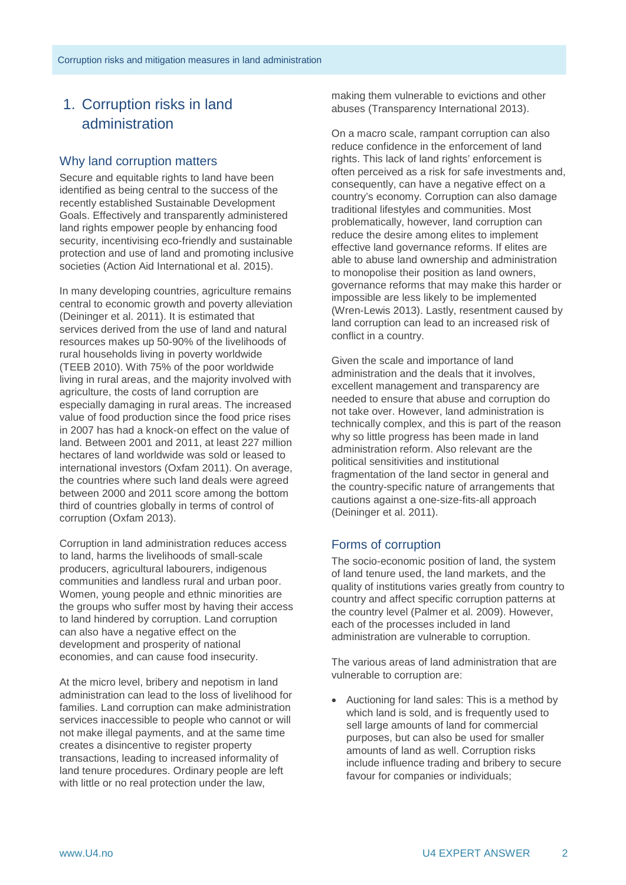# 1. Corruption risks in land administration

## Why land corruption matters

Secure and equitable rights to land have been identified as being central to the success of the recently established Sustainable Development Goals. Effectively and transparently administered land rights empower people by enhancing food security, incentivising eco-friendly and sustainable protection and use of land and promoting inclusive societies (Action Aid International et al. 2015).

In many developing countries, agriculture remains central to economic growth and poverty alleviation (Deininger et al. 2011). It is estimated that services derived from the use of land and natural resources makes up 50-90% of the livelihoods of rural households living in poverty worldwide (TEEB 2010). With 75% of the poor worldwide living in rural areas, and the majority involved with agriculture, the costs of land corruption are especially damaging in rural areas. The increased value of food production since the food price rises in 2007 has had a knock-on effect on the value of land. Between 2001 and 2011, at least 227 million hectares of land worldwide was sold or leased to international investors (Oxfam 2011). On average, the countries where such land deals were agreed between 2000 and 2011 score among the bottom third of countries globally in terms of control of corruption (Oxfam 2013).

Corruption in land administration reduces access to land, harms the livelihoods of small-scale producers, agricultural labourers, indigenous communities and landless rural and urban poor. Women, young people and ethnic minorities are the groups who suffer most by having their access to land hindered by corruption. Land corruption can also have a negative effect on the development and prosperity of national economies, and can cause food insecurity.

At the micro level, bribery and nepotism in land administration can lead to the loss of livelihood for families. Land corruption can make administration services inaccessible to people who cannot or will not make illegal payments, and at the same time creates a disincentive to register property transactions, leading to increased informality of land tenure procedures. Ordinary people are left with little or no real protection under the law, making them vulnerable to evictions and other abuses (Transparency International 2013).

On a macro scale, rampant corruption can also reduce confidence in the enforcement of land rights. This lack of land rights' enforcement is often perceived as a risk for safe investments and, consequently, can have a negative effect on a country's economy. Corruption can also damage traditional lifestyles and communities. Most problematically, however, land corruption can reduce the desire among elites to implement effective land governance reforms. If elites are able to abuse land ownership and administration to monopolise their position as land owners, governance reforms that may make this harder or impossible are less likely to be implemented (Wren-Lewis 2013). Lastly, resentment caused by land corruption can lead to an increased risk of conflict in a country.

Given the scale and importance of land administration and the deals that it involves, excellent management and transparency are needed to ensure that abuse and corruption do not take over. However, land administration is technically complex, and this is part of the reason why so little progress has been made in land administration reform. Also relevant are the political sensitivities and institutional fragmentation of the land sector in general and the country-specific nature of arrangements that cautions against a one-size-fits-all approach (Deininger et al. 2011).

## Forms of corruption

The socio-economic position of land, the system of land tenure used, the land markets, and the quality of institutions varies greatly from country to country and affect specific corruption patterns at the country level (Palmer et al. 2009). However, each of the processes included in land administration are vulnerable to corruption.

The various areas of land administration that are vulnerable to corruption are:

- Auctioning for land sales: This is a method by which land is sold, and is frequently used to sell large amounts of land for commercial purposes, but can also be used for smaller amounts of land as well. Corruption risks include influence trading and bribery to secure favour for companies or individuals;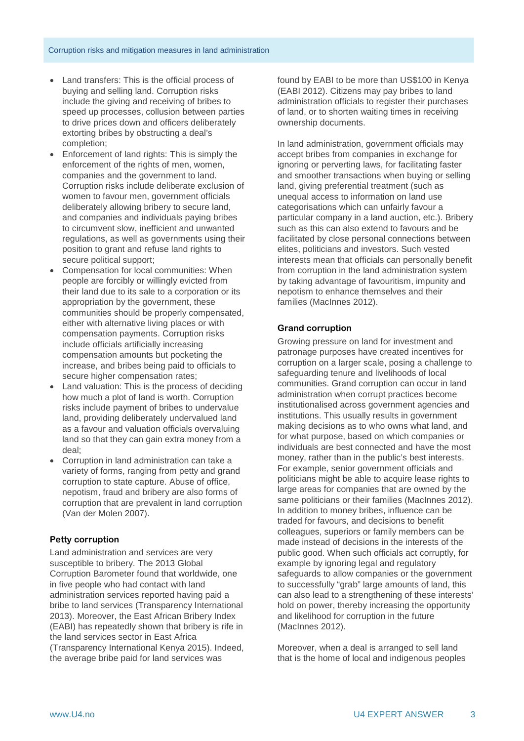- Land transfers: This is the official process of buying and selling land. Corruption risks include the giving and receiving of bribes to speed up processes, collusion between parties to drive prices down and officers deliberately extorting bribes by obstructing a deal's completion;
- Enforcement of land rights: This is simply the enforcement of the rights of men, women, companies and the government to land. Corruption risks include deliberate exclusion of women to favour men, government officials deliberately allowing bribery to secure land, and companies and individuals paying bribes to circumvent slow, inefficient and unwanted regulations, as well as governments using their position to grant and refuse land rights to secure political support;
- Compensation for local communities: When people are forcibly or willingly evicted from their land due to its sale to a corporation or its appropriation by the government, these communities should be properly compensated, either with alternative living places or with compensation payments. Corruption risks include officials artificially increasing compensation amounts but pocketing the increase, and bribes being paid to officials to secure higher compensation rates;
- Land valuation: This is the process of deciding how much a plot of land is worth. Corruption risks include payment of bribes to undervalue land, providing deliberately undervalued land as a favour and valuation officials overvaluing land so that they can gain extra money from a deal;
- Corruption in land administration can take a variety of forms, ranging from petty and grand corruption to state capture. Abuse of office, nepotism, fraud and bribery are also forms of corruption that are prevalent in land corruption (Van der Molen 2007).

### Petty corruption

Land administration and services are very susceptible to bribery. The 2013 Global Corruption Barometer found that worldwide, one in five people who had contact with land administration services reported having paid a bribe to land services (Transparency International 2013). Moreover, the East African Bribery Index (EABI) has repeatedly shown that bribery is rife in the land services sector in East Africa (Transparency International Kenya 2015). Indeed, the average bribe paid for land services was found by EABI to be more than US$100 in Kenya (EABI 2012). Citizens may pay bribes to land administration officials to register their purchases of land, or to shorten waiting times in receiving ownership documents.

In land administration, government officials may accept bribes from companies in exchange for ignoring or perverting laws, for facilitating faster and smoother transactions when buying or selling land, giving preferential treatment (such as unequal access to information on land use categorisations which can unfairly favour a particular company in a land auction, etc.). Bribery such as this can also extend to favours and be facilitated by close personal connections between elites, politicians and investors. Such vested interests mean that officials can personally benefit from corruption in the land administration system by taking advantage of favouritism, impunity and nepotism to enhance themselves and their families (MacInnes 2012).

### Grand corruption

Growing pressure on land for investment and patronage purposes have created incentives for corruption on a larger scale, posing a challenge to safeguarding tenure and livelihoods of local communities. Grand corruption can occur in land administration when corrupt practices become institutionalised across government agencies and institutions. This usually results in government making decisions as to who owns what land, and for what purpose, based on which companies or individuals are best connected and have the most money, rather than in the public's best interests. For example, senior government officials and politicians might be able to acquire lease rights to large areas for companies that are owned by the same politicians or their families (MacInnes 2012). In addition to money bribes, influence can be traded for favours, and decisions to benefit colleagues, superiors or family members can be made instead of decisions in the interests of the public good. When such officials act corruptly, for example by ignoring legal and regulatory safeguards to allow companies or the government to successfully "grab" large amounts of land, this can also lead to a strengthening of these interests' hold on power, thereby increasing the opportunity and likelihood for corruption in the future (MacInnes 2012).

Moreover, when a deal is arranged to sell land that is the home of local and indigenous peoples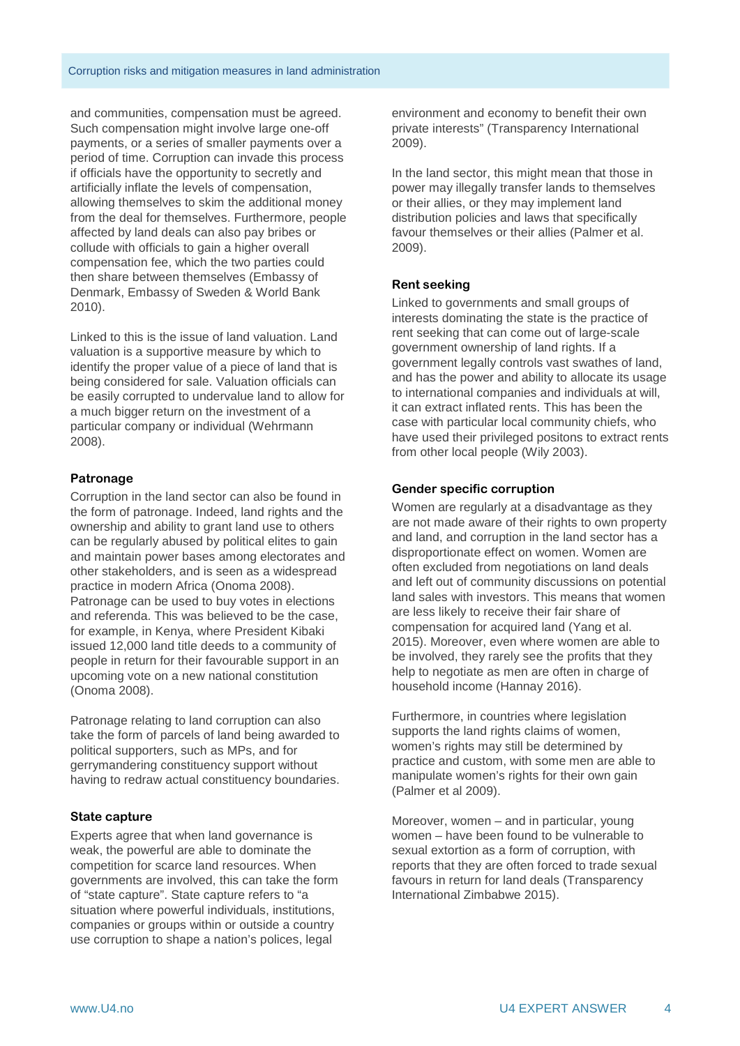and communities, compensation must be agreed. Such compensation might involve large one-off payments, or a series of smaller payments over a period of time. Corruption can invade this process if officials have the opportunity to secretly and artificially inflate the levels of compensation, allowing themselves to skim the additional money from the deal for themselves. Furthermore, people affected by land deals can also pay bribes or collude with officials to gain a higher overall compensation fee, which the two parties could then share between themselves (Embassy of Denmark, Embassy of Sweden & World Bank 2010).

Linked to this is the issue of land valuation. Land valuation is a supportive measure by which to identify the proper value of a piece of land that is being considered for sale. Valuation officials can be easily corrupted to undervalue land to allow for a much bigger return on the investment of a particular company or individual (Wehrmann 2008).

### Patronage

Corruption in the land sector can also be found in the form of patronage. Indeed, land rights and the ownership and ability to grant land use to others can be regularly abused by political elites to gain and maintain power bases among electorates and other stakeholders, and is seen as a widespread practice in modern Africa (Onoma 2008). Patronage can be used to buy votes in elections and referenda. This was believed to be the case, for example, in Kenya, where President Kibaki issued 12,000 land title deeds to a community of people in return for their favourable support in an upcoming vote on a new national constitution (Onoma 2008).

Patronage relating to land corruption can also take the form of parcels of land being awarded to political supporters, such as MPs, and for gerrymandering constituency support without having to redraw actual constituency boundaries.

### State capture

Experts agree that when land governance is weak, the powerful are able to dominate the competition for scarce land resources. When governments are involved, this can take the form of "state capture". State capture refers to "a situation where powerful individuals, institutions, companies or groups within or outside a country use corruption to shape a nation's polices, legal environment and economy to benefit their own private interests" (Transparency International 2009).

In the land sector, this might mean that those in power may illegally transfer lands to themselves or their allies, or they may implement land distribution policies and laws that specifically favour themselves or their allies (Palmer et al. 2009).

### Rent seeking

Linked to governments and small groups of interests dominating the state is the practice of rent seeking that can come out of large-scale government ownership of land rights. If a government legally controls vast swathes of land, and has the power and ability to allocate its usage to international companies and individuals at will, it can extract inflated rents. This has been the case with particular local community chiefs, who have used their privileged positons to extract rents from other local people (Wily 2003).

### Gender specific corruption

Women are regularly at a disadvantage as they are not made aware of their rights to own property and land, and corruption in the land sector has a disproportionate effect on women. Women are often excluded from negotiations on land deals and left out of community discussions on potential land sales with investors. This means that women are less likely to receive their fair share of compensation for acquired land (Yang et al. 2015). Moreover, even where women are able to be involved, they rarely see the profits that they help to negotiate as men are often in charge of household income (Hannay 2016).

Furthermore, in countries where legislation supports the land rights claims of women, women's rights may still be determined by practice and custom, with some men are able to manipulate women's rights for their own gain (Palmer et al 2009).

Moreover, women – and in particular, young women – have been found to be vulnerable to sexual extortion as a form of corruption, with reports that they are often forced to trade sexual favours in return for land deals (Transparency International Zimbabwe 2015).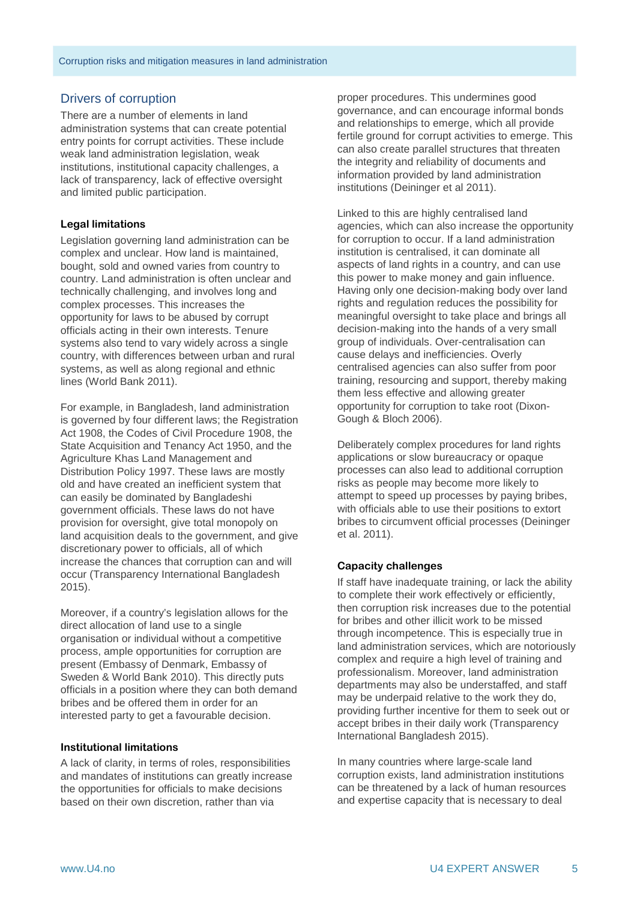## Drivers of corruption

There are a number of elements in land administration systems that can create potential entry points for corrupt activities. These include weak land administration legislation, weak institutions, institutional capacity challenges, a lack of transparency, lack of effective oversight and limited public participation.

### Legal limitations

Legislation governing land administration can be complex and unclear. How land is maintained, bought, sold and owned varies from country to country. Land administration is often unclear and technically challenging, and involves long and complex processes. This increases the opportunity for laws to be abused by corrupt officials acting in their own interests. Tenure systems also tend to vary widely across a single country, with differences between urban and rural systems, as well as along regional and ethnic lines (World Bank 2011).

For example, in Bangladesh, land administration is governed by four different laws; the Registration Act 1908, the Codes of Civil Procedure 1908, the State Acquisition and Tenancy Act 1950, and the Agriculture Khas Land Management and Distribution Policy 1997. These laws are mostly old and have created an inefficient system that can easily be dominated by Bangladeshi government officials. These laws do not have provision for oversight, give total monopoly on land acquisition deals to the government, and give discretionary power to officials, all of which increase the chances that corruption can and will occur (Transparency International Bangladesh 2015).

Moreover, if a country's legislation allows for the direct allocation of land use to a single organisation or individual without a competitive process, ample opportunities for corruption are present (Embassy of Denmark, Embassy of Sweden & World Bank 2010). This directly puts officials in a position where they can both demand bribes and be offered them in order for an interested party to get a favourable decision.

### Institutional limitations

A lack of clarity, in terms of roles, responsibilities and mandates of institutions can greatly increase the opportunities for officials to make decisions based on their own discretion, rather than via proper procedures. This undermines good governance, and can encourage informal bonds and relationships to emerge, which all provide fertile ground for corrupt activities to emerge. This can also create parallel structures that threaten the integrity and reliability of documents and information provided by land administration institutions (Deininger et al 2011).

Linked to this are highly centralised land agencies, which can also increase the opportunity for corruption to occur. If a land administration institution is centralised, it can dominate all aspects of land rights in a country, and can use this power to make money and gain influence. Having only one decision-making body over land rights and regulation reduces the possibility for meaningful oversight to take place and brings all decision-making into the hands of a very small group of individuals. Over-centralisation can cause delays and inefficiencies. Overly centralised agencies can also suffer from poor training, resourcing and support, thereby making them less effective and allowing greater opportunity for corruption to take root (Dixon-Gough & Bloch 2006).

Deliberately complex procedures for land rights applications or slow bureaucracy or opaque processes can also lead to additional corruption risks as people may become more likely to attempt to speed up processes by paying bribes, with officials able to use their positions to extort bribes to circumvent official processes (Deininger et al. 2011).

### Capacity challenges

If staff have inadequate training, or lack the ability to complete their work effectively or efficiently, then corruption risk increases due to the potential for bribes and other illicit work to be missed through incompetence. This is especially true in land administration services, which are notoriously complex and require a high level of training and professionalism. Moreover, land administration departments may also be understaffed, and staff may be underpaid relative to the work they do, providing further incentive for them to seek out or accept bribes in their daily work (Transparency International Bangladesh 2015).

In many countries where large-scale land corruption exists, land administration institutions can be threatened by a lack of human resources and expertise capacity that is necessary to deal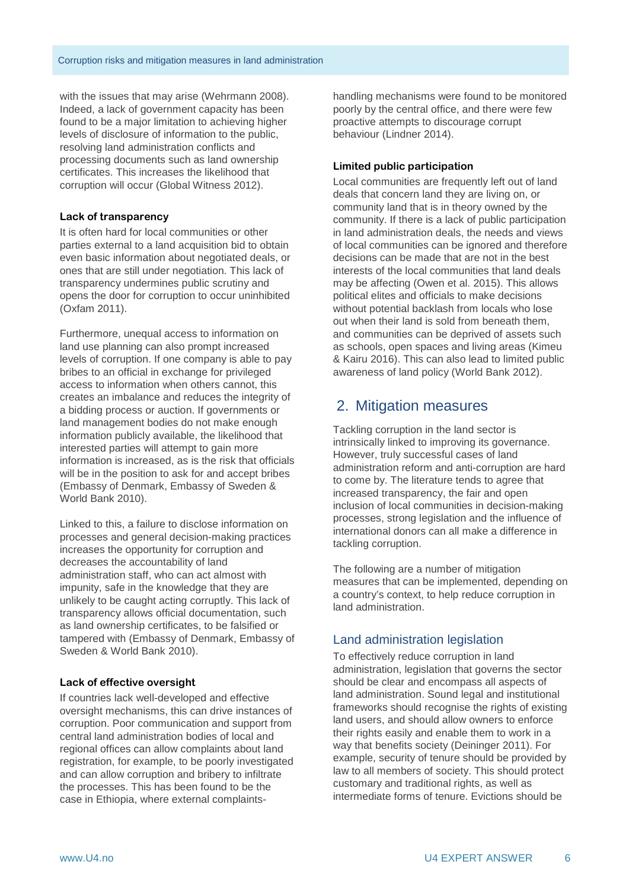with the issues that may arise (Wehrmann 2008). Indeed, a lack of government capacity has been found to be a major limitation to achieving higher levels of disclosure of information to the public, resolving land administration conflicts and processing documents such as land ownership certificates. This increases the likelihood that corruption will occur (Global Witness 2012).

**Lack of transparency**

It is often hard for local communities or other parties external to a land acquisition bid to obtain even basic information about negotiated deals, or ones that are still under negotiation. This lack of transparency undermines public scrutiny and opens the door for corruption to occur uninhibited (Oxfam 2011).

Furthermore, unequal access to information on land use planning can also prompt increased levels of corruption. If one company is able to pay bribes to an official in exchange for privileged access to information when others cannot, this creates an imbalance and reduces the integrity of a bidding process or auction. If governments or land management bodies do not make enough information publicly available, the likelihood that interested parties will attempt to gain more information is increased, as is the risk that officials will be in the position to ask for and accept bribes (Embassy of Denmark, Embassy of Sweden & World Bank 2010).

Linked to this, a failure to disclose information on processes and general decision-making practices increases the opportunity for corruption and decreases the accountability of land administration staff, who can act almost with impunity, safe in the knowledge that they are unlikely to be caught acting corruptly. This lack of transparency allows official documentation, such as land ownership certificates, to be falsified or tampered with (Embassy of Denmark, Embassy of Sweden & World Bank 2010).

**Lack of effective oversight**

If countries lack well-developed and effective oversight mechanisms, this can drive instances of corruption. Poor communication and support from central land administration bodies of local and regional offices can allow complaints about land registration, for example, to be poorly investigated and can allow corruption and bribery to infiltrate the processes. This has been found to be the case in Ethiopia, where external complaints-handling mechanisms were found to be monitored poorly by the central office, and there were few proactive attempts to discourage corrupt behaviour (Lindner 2014).

**Limited public participation**

Local communities are frequently left out of land deals that concern land they are living on, or community land that is in theory owned by the community. If there is a lack of public participation in land administration deals, the needs and views of local communities can be ignored and therefore decisions can be made that are not in the best interests of the local communities that land deals may be affecting (Owen et al. 2015). This allows political elites and officials to make decisions without potential backlash from locals who lose out when their land is sold from beneath them, and communities can be deprived of assets such as schools, open spaces and living areas (Kimeu & Kairu 2016). This can also lead to limited public awareness of land policy (World Bank 2012).

## 2. Mitigation measures

Tackling corruption in the land sector is intrinsically linked to improving its governance. However, truly successful cases of land administration reform and anti-corruption are hard to come by. The literature tends to agree that increased transparency, the fair and open inclusion of local communities in decision-making processes, strong legislation and the influence of international donors can all make a difference in tackling corruption.

The following are a number of mitigation measures that can be implemented, depending on a country's context, to help reduce corruption in land administration.

### Land administration legislation

To effectively reduce corruption in land administration, legislation that governs the sector should be clear and encompass all aspects of land administration. Sound legal and institutional frameworks should recognise the rights of existing land users, and should allow owners to enforce their rights easily and enable them to work in a way that benefits society (Deininger 2011). For example, security of tenure should be provided by law to all members of society. This should protect customary and traditional rights, as well as intermediate forms of tenure. Evictions should be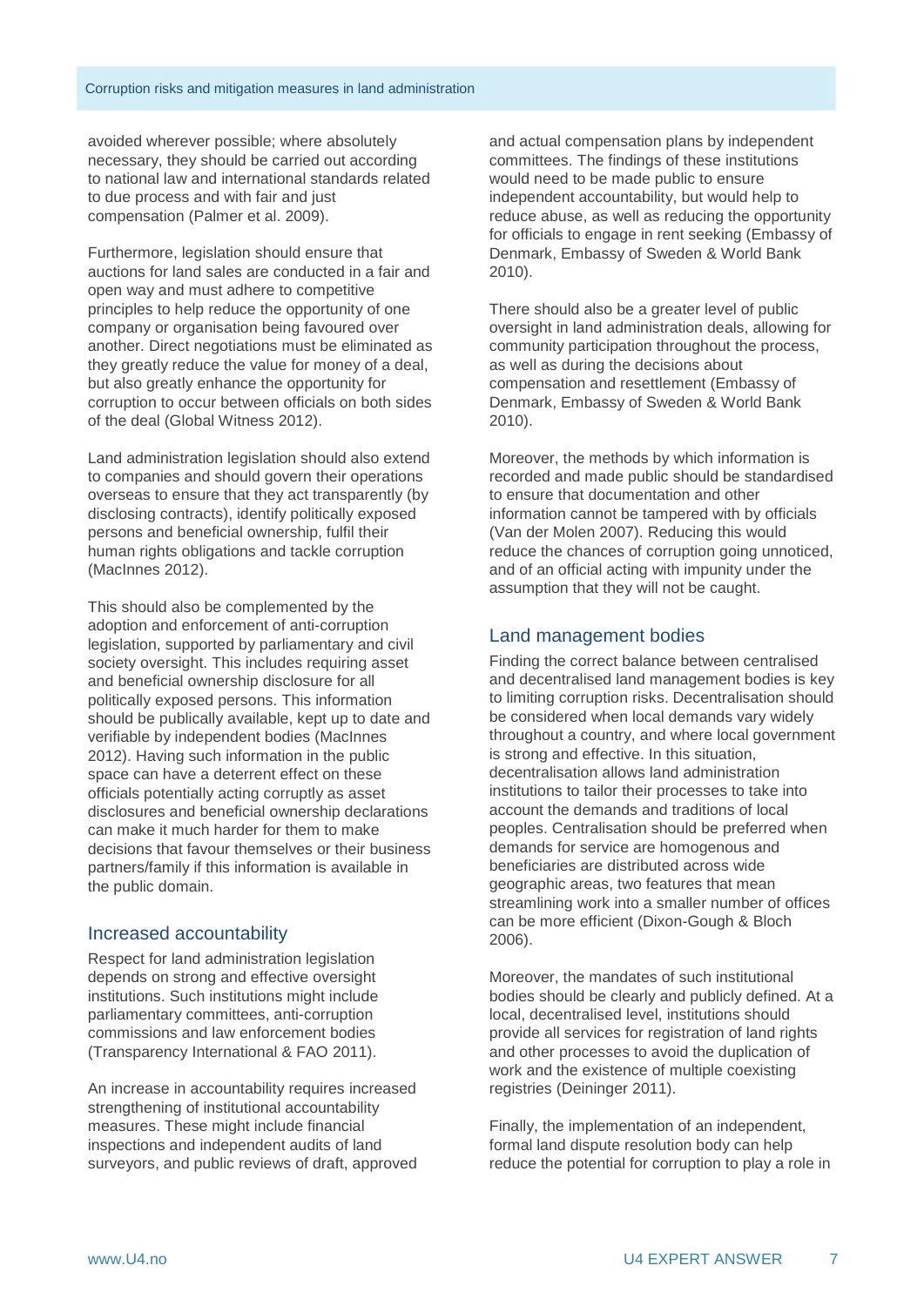avoided wherever possible; where absolutely necessary, they should be carried out according to national law and international standards related to due process and with fair and just compensation (Palmer et al. 2009).

Furthermore, legislation should ensure that auctions for land sales are conducted in a fair and open way and must adhere to competitive principles to help reduce the opportunity of one company or organisation being favoured over another. Direct negotiations must be eliminated as they greatly reduce the value for money of a deal, but also greatly enhance the opportunity for corruption to occur between officials on both sides of the deal (Global Witness 2012).

Land administration legislation should also extend to companies and should govern their operations overseas to ensure that they act transparently (by disclosing contracts), identify politically exposed persons and beneficial ownership, fulfil their human rights obligations and tackle corruption (MacInnes 2012).

This should also be complemented by the adoption and enforcement of anti-corruption legislation, supported by parliamentary and civil society oversight. This includes requiring asset and beneficial ownership disclosure for all politically exposed persons. This information should be publically available, kept up to date and verifiable by independent bodies (MacInnes 2012). Having such information in the public space can have a deterrent effect on these officials potentially acting corruptly as asset disclosures and beneficial ownership declarations can make it much harder for them to make decisions that favour themselves or their business partners/family if this information is available in the public domain.

## Increased accountability

Respect for land administration legislation depends on strong and effective oversight institutions. Such institutions might include parliamentary committees, anti-corruption commissions and law enforcement bodies (Transparency International & FAO 2011).

An increase in accountability requires increased strengthening of institutional accountability measures. These might include financial inspections and independent audits of land surveyors, and public reviews of draft, approved and actual compensation plans by independent committees. The findings of these institutions would need to be made public to ensure independent accountability, but would help to reduce abuse, as well as reducing the opportunity for officials to engage in rent seeking (Embassy of Denmark, Embassy of Sweden & World Bank 2010).

There should also be a greater level of public oversight in land administration deals, allowing for community participation throughout the process, as well as during the decisions about compensation and resettlement (Embassy of Denmark, Embassy of Sweden & World Bank 2010).

Moreover, the methods by which information is recorded and made public should be standardised to ensure that documentation and other information cannot be tampered with by officials (Van der Molen 2007). Reducing this would reduce the chances of corruption going unnoticed, and of an official acting with impunity under the assumption that they will not be caught.

## Land management bodies

Finding the correct balance between centralised and decentralised land management bodies is key to limiting corruption risks. Decentralisation should be considered when local demands vary widely throughout a country, and where local government is strong and effective. In this situation, decentralisation allows land administration institutions to tailor their processes to take into account the demands and traditions of local peoples. Centralisation should be preferred when demands for service are homogenous and beneficiaries are distributed across wide geographic areas, two features that mean streamlining work into a smaller number of offices can be more efficient (Dixon-Gough & Bloch 2006).

Moreover, the mandates of such institutional bodies should be clearly and publicly defined. At a local, decentralised level, institutions should provide all services for registration of land rights and other processes to avoid the duplication of work and the existence of multiple coexisting registries (Deininger 2011).

Finally, the implementation of an independent, formal land dispute resolution body can help reduce the potential for corruption to play a role in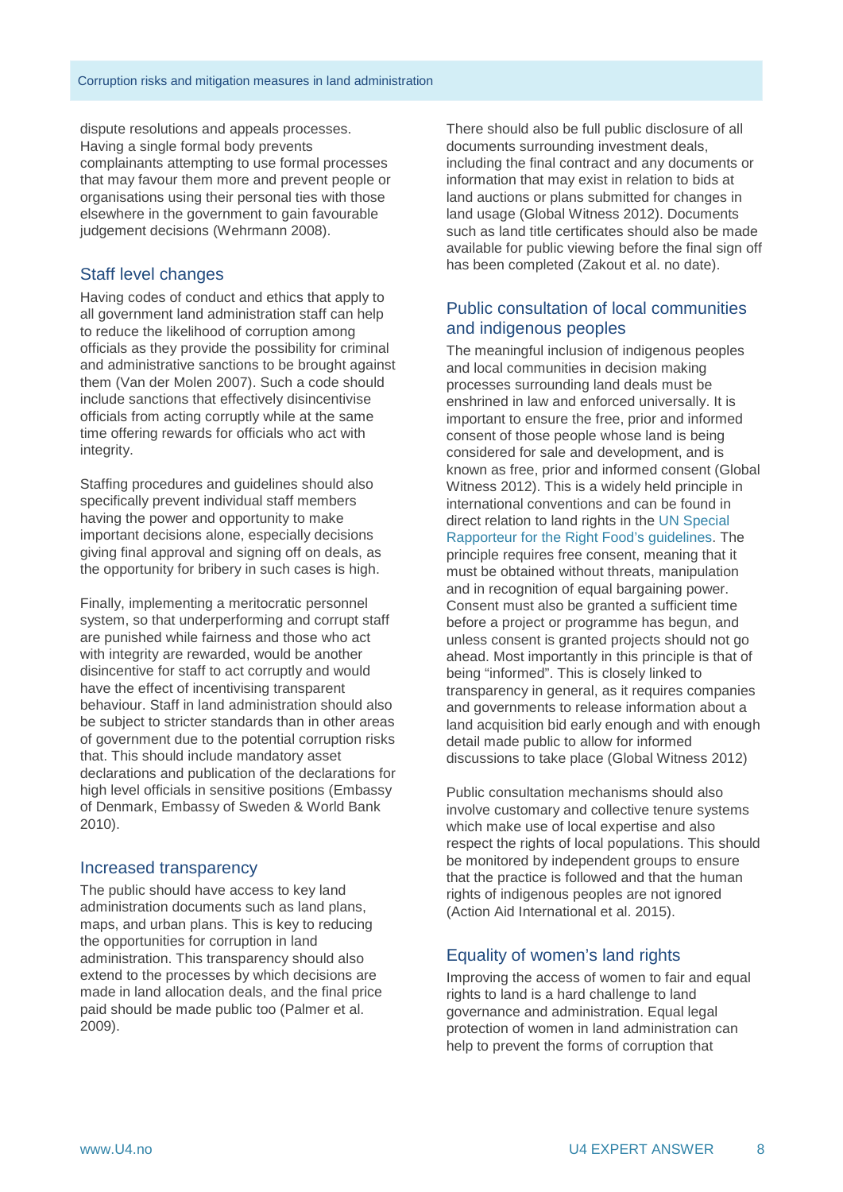dispute resolutions and appeals processes. Having a single formal body prevents complainants attempting to use formal processes that may favour them more and prevent people or organisations using their personal ties with those elsewhere in the government to gain favourable judgement decisions (Wehrmann 2008).

## Staff level changes

Having codes of conduct and ethics that apply to all government land administration staff can help to reduce the likelihood of corruption among officials as they provide the possibility for criminal and administrative sanctions to be brought against them (Van der Molen 2007). Such a code should include sanctions that effectively disincentivise officials from acting corruptly while at the same time offering rewards for officials who act with integrity.

Staffing procedures and guidelines should also specifically prevent individual staff members having the power and opportunity to make important decisions alone, especially decisions giving final approval and signing off on deals, as the opportunity for bribery in such cases is high.

Finally, implementing a meritocratic personnel system, so that underperforming and corrupt staff are punished while fairness and those who act with integrity are rewarded, would be another disincentive for staff to act corruptly and would have the effect of incentivising transparent behaviour. Staff in land administration should also be subject to stricter standards than in other areas of government due to the potential corruption risks that. This should include mandatory asset declarations and publication of the declarations for high level officials in sensitive positions (Embassy of Denmark, Embassy of Sweden & World Bank 2010).

## Increased transparency

The public should have access to key land administration documents such as land plans, maps, and urban plans. This is key to reducing the opportunities for corruption in land administration. This transparency should also extend to the processes by which decisions are made in land allocation deals, and the final price paid should be made public too (Palmer et al. 2009).

There should also be full public disclosure of all documents surrounding investment deals, including the final contract and any documents or information that may exist in relation to bids at land auctions or plans submitted for changes in land usage (Global Witness 2012). Documents such as land title certificates should also be made available for public viewing before the final sign off has been completed (Zakout et al. no date).

## Public consultation of local communities and indigenous peoples

The meaningful inclusion of indigenous peoples and local communities in decision making processes surrounding land deals must be enshrined in law and enforced universally. It is important to ensure the free, prior and informed consent of those people whose land is being considered for sale and development, and is known as free, prior and informed consent (Global Witness 2012). This is a widely held principle in international conventions and can be found in direct relation to land rights in the UN Special Rapporteur for the Right Food's guidelines. The principle requires free consent, meaning that it must be obtained without threats, manipulation and in recognition of equal bargaining power. Consent must also be granted a sufficient time before a project or programme has begun, and unless consent is granted projects should not go ahead. Most importantly in this principle is that of being "informed". This is closely linked to transparency in general, as it requires companies and governments to release information about a land acquisition bid early enough and with enough detail made public to allow for informed discussions to take place (Global Witness 2012)

Public consultation mechanisms should also involve customary and collective tenure systems which make use of local expertise and also respect the rights of local populations. This should be monitored by independent groups to ensure that the practice is followed and that the human rights of indigenous peoples are not ignored (Action Aid International et al. 2015).

## Equality of women's land rights

Improving the access of women to fair and equal rights to land is a hard challenge to land governance and administration. Equal legal protection of women in land administration can help to prevent the forms of corruption that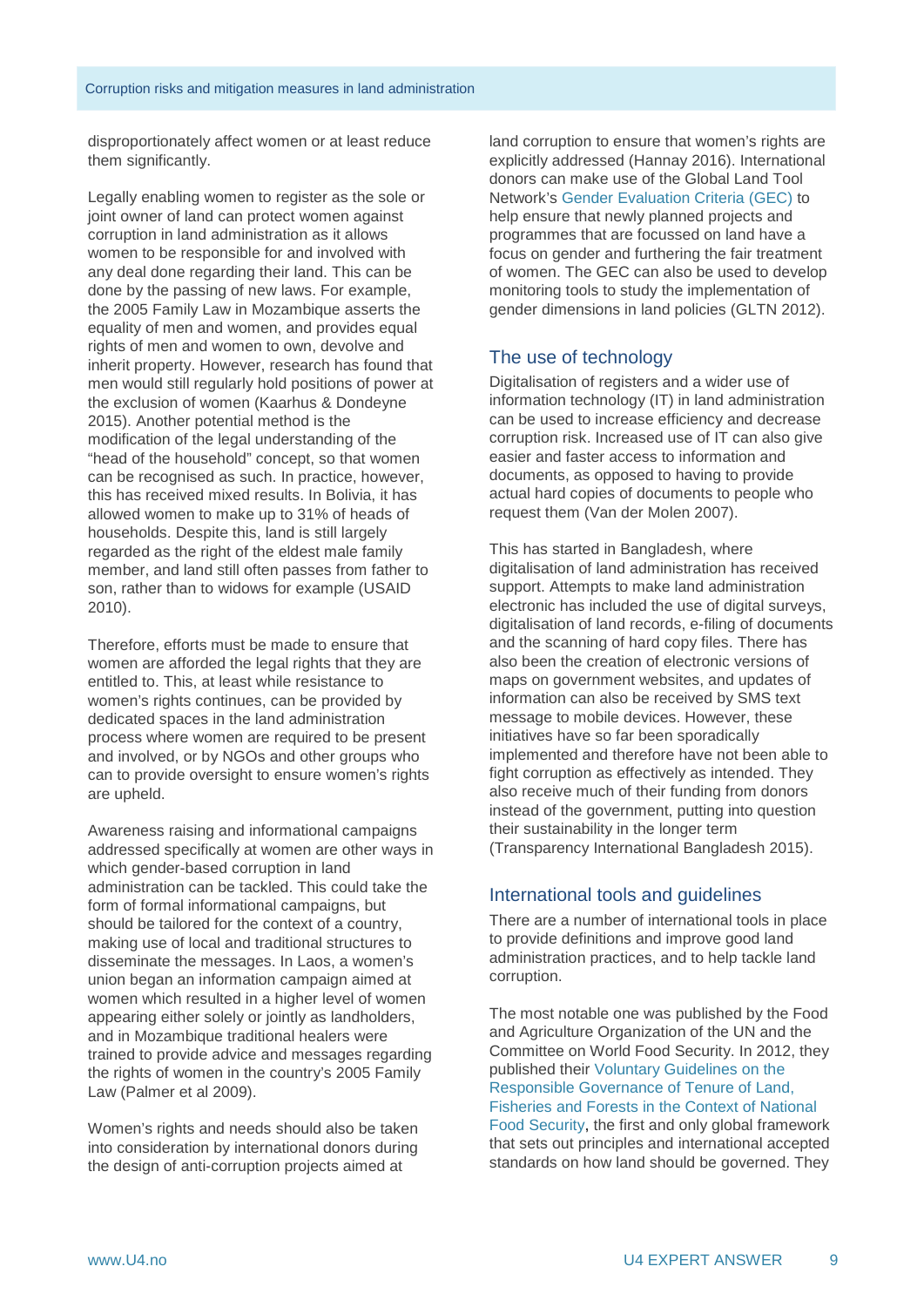disproportionately affect women or at least reduce them significantly.

Legally enabling women to register as the sole or joint owner of land can protect women against corruption in land administration as it allows women to be responsible for and involved with any deal done regarding their land. This can be done by the passing of new laws. For example, the 2005 Family Law in Mozambique asserts the equality of men and women, and provides equal rights of men and women to own, devolve and inherit property. However, research has found that men would still regularly hold positions of power at the exclusion of women (Kaarhus & Dondeyne 2015). Another potential method is the modification of the legal understanding of the "head of the household" concept, so that women can be recognised as such. In practice, however, this has received mixed results. In Bolivia, it has allowed women to make up to 31% of heads of households. Despite this, land is still largely regarded as the right of the eldest male family member, and land still often passes from father to son, rather than to widows for example (USAID 2010).

Therefore, efforts must be made to ensure that women are afforded the legal rights that they are entitled to. This, at least while resistance to women's rights continues, can be provided by dedicated spaces in the land administration process where women are required to be present and involved, or by NGOs and other groups who can to provide oversight to ensure women's rights are upheld.

Awareness raising and informational campaigns addressed specifically at women are other ways in which gender-based corruption in land administration can be tackled. This could take the form of formal informational campaigns, but should be tailored for the context of a country, making use of local and traditional structures to disseminate the messages. In Laos, a women's union began an information campaign aimed at women which resulted in a higher level of women appearing either solely or jointly as landholders, and in Mozambique traditional healers were trained to provide advice and messages regarding the rights of women in the country's 2005 Family Law (Palmer et al 2009).

Women's rights and needs should also be taken into consideration by international donors during the design of anti-corruption projects aimed at land corruption to ensure that women's rights are explicitly addressed (Hannay 2016). International donors can make use of the Global Land Tool Network's Gender Evaluation Criteria (GEC) to help ensure that newly planned projects and programmes that are focussed on land have a focus on gender and furthering the fair treatment of women. The GEC can also be used to develop monitoring tools to study the implementation of gender dimensions in land policies (GLTN 2012).

## The use of technology

Digitalisation of registers and a wider use of information technology (IT) in land administration can be used to increase efficiency and decrease corruption risk. Increased use of IT can also give easier and faster access to information and documents, as opposed to having to provide actual hard copies of documents to people who request them (Van der Molen 2007).

This has started in Bangladesh, where digitalisation of land administration has received support. Attempts to make land administration electronic has included the use of digital surveys, digitalisation of land records, e-filing of documents and the scanning of hard copy files. There has also been the creation of electronic versions of maps on government websites, and updates of information can also be received by SMS text message to mobile devices. However, these initiatives have so far been sporadically implemented and therefore have not been able to fight corruption as effectively as intended. They also receive much of their funding from donors instead of the government, putting into question their sustainability in the longer term (Transparency International Bangladesh 2015).

## International tools and guidelines

There are a number of international tools in place to provide definitions and improve good land administration practices, and to help tackle land corruption.

The most notable one was published by the Food and Agriculture Organization of the UN and the Committee on World Food Security. In 2012, they published their Voluntary Guidelines on the Responsible Governance of Tenure of Land, Fisheries and Forests in the Context of National Food Security, the first and only global framework that sets out principles and international accepted standards on how land should be governed. They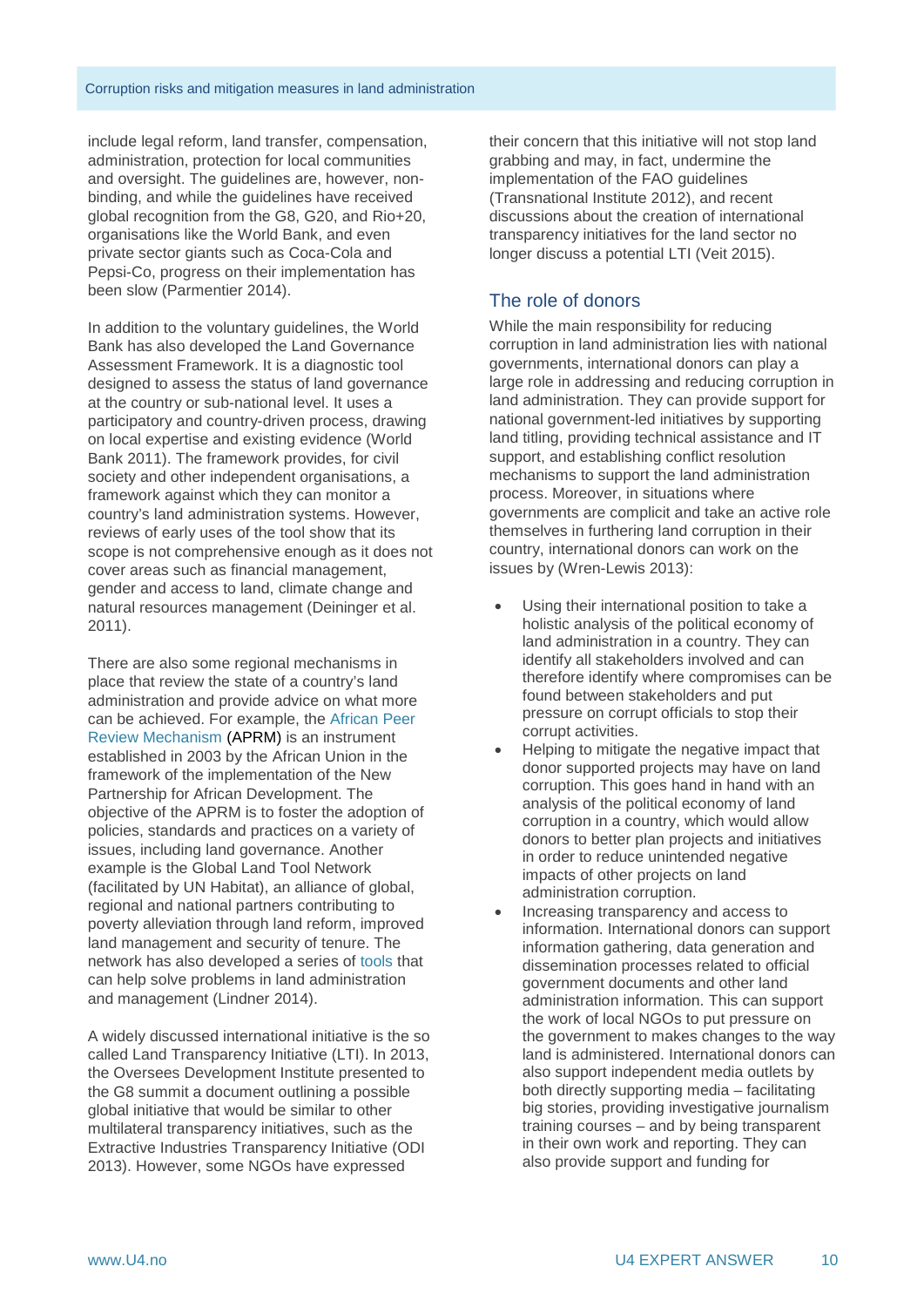include legal reform, land transfer, compensation, administration, protection for local communities and oversight. The guidelines are, however, non-binding, and while the guidelines have received global recognition from the G8, G20, and Rio+20, organisations like the World Bank, and even private sector giants such as Coca-Cola and Pepsi-Co, progress on their implementation has been slow (Parmentier 2014).

In addition to the voluntary guidelines, the World Bank has also developed the Land Governance Assessment Framework. It is a diagnostic tool designed to assess the status of land governance at the country or sub-national level. It uses a participatory and country-driven process, drawing on local expertise and existing evidence (World Bank 2011). The framework provides, for civil society and other independent organisations, a framework against which they can monitor a country's land administration systems. However, reviews of early uses of the tool show that its scope is not comprehensive enough as it does not cover areas such as financial management, gender and access to land, climate change and natural resources management (Deininger et al. 2011).

There are also some regional mechanisms in place that review the state of a country's land administration and provide advice on what more can be achieved. For example, the African Peer Review Mechanism (APRM) is an instrument established in 2003 by the African Union in the framework of the implementation of the New Partnership for African Development. The objective of the APRM is to foster the adoption of policies, standards and practices on a variety of issues, including land governance. Another example is the Global Land Tool Network (facilitated by UN Habitat), an alliance of global, regional and national partners contributing to poverty alleviation through land reform, improved land management and security of tenure. The network has also developed a series of tools that can help solve problems in land administration and management (Lindner 2014).

A widely discussed international initiative is the so called Land Transparency Initiative (LTI). In 2013, the Oversees Development Institute presented to the G8 summit a document outlining a possible global initiative that would be similar to other multilateral transparency initiatives, such as the Extractive Industries Transparency Initiative (ODI 2013). However, some NGOs have expressed their concern that this initiative will not stop land grabbing and may, in fact, undermine the implementation of the FAO guidelines (Transnational Institute 2012), and recent discussions about the creation of international transparency initiatives for the land sector no longer discuss a potential LTI (Veit 2015).

## The role of donors

While the main responsibility for reducing corruption in land administration lies with national governments, international donors can play a large role in addressing and reducing corruption in land administration. They can provide support for national government-led initiatives by supporting land titling, providing technical assistance and IT support, and establishing conflict resolution mechanisms to support the land administration process. Moreover, in situations where governments are complicit and take an active role themselves in furthering land corruption in their country, international donors can work on the issues by (Wren-Lewis 2013):

- Using their international position to take a holistic analysis of the political economy of land administration in a country. They can identify all stakeholders involved and can therefore identify where compromises can be found between stakeholders and put pressure on corrupt officials to stop their corrupt activities.
- Helping to mitigate the negative impact that donor supported projects may have on land corruption. This goes hand in hand with an analysis of the political economy of land corruption in a country, which would allow donors to better plan projects and initiatives in order to reduce unintended negative impacts of other projects on land administration corruption.
- Increasing transparency and access to information. International donors can support information gathering, data generation and dissemination processes related to official government documents and other land administration information. This can support the work of local NGOs to put pressure on the government to makes changes to the way land is administered. International donors can also support independent media outlets by both directly supporting media – facilitating big stories, providing investigative journalism training courses – and by being transparent in their own work and reporting. They can also provide support and funding for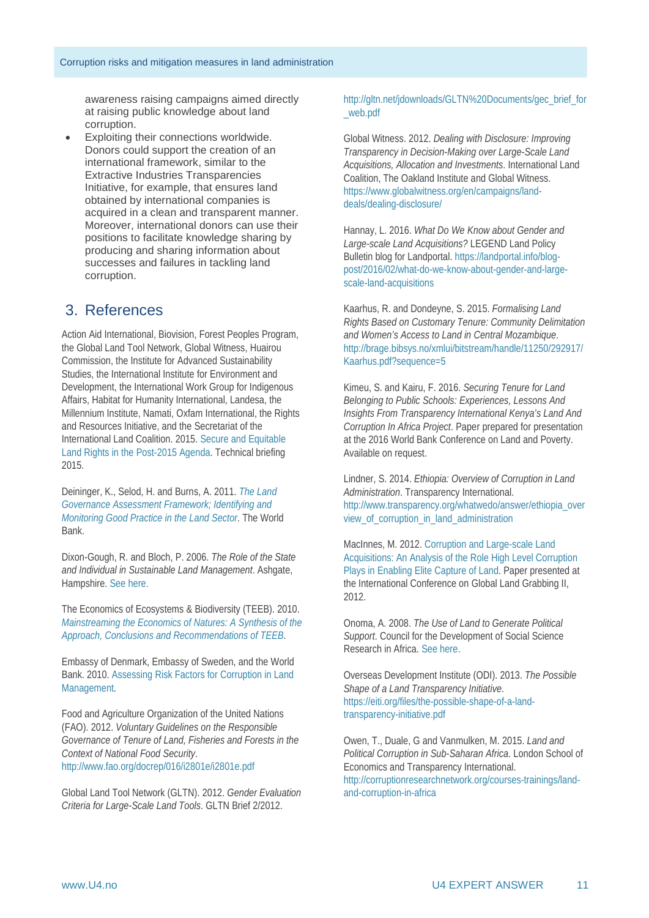awareness raising campaigns aimed directly at raising public knowledge about land corruption.

- Exploiting their connections worldwide. Donors could support the creation of an international framework, similar to the Extractive Industries Transparencies Initiative, for example, that ensures land obtained by international companies is acquired in a clean and transparent manner. Moreover, international donors can use their positions to facilitate knowledge sharing by producing and sharing information about successes and failures in tackling land corruption.

## 3. References

Action Aid International, Biovision, Forest Peoples Program, the Global Land Tool Network, Global Witness, Huairou Commission, the Institute for Advanced Sustainability Studies, the International Institute for Environment and Development, the International Work Group for Indigenous Affairs, Habitat for Humanity International, Landesa, the Millennium Institute, Namati, Oxfam International, the Rights and Resources Initiative, and the Secretariat of the International Land Coalition. 2015. Secure and Equitable Land Rights in the Post-2015 Agenda. Technical briefing 2015.

Deininger, K., Selod, H. and Burns, A. 2011. *The Land Governance Assessment Framework; Identifying and Monitoring Good Practice in the Land Sector*. The World Bank.

Dixon-Gough, R. and Bloch, P. 2006. *The Role of the State and Individual in Sustainable Land Management*. Ashgate, Hampshire. See here.

The Economics of Ecosystems & Biodiversity (TEEB). 2010. *Mainstreaming the Economics of Natures: A Synthesis of the Approach, Conclusions and Recommendations of TEEB*.

Embassy of Denmark, Embassy of Sweden, and the World Bank. 2010. Assessing Risk Factors for Corruption in Land Management.

Food and Agriculture Organization of the United Nations (FAO). 2012. *Voluntary Guidelines on the Responsible Governance of Tenure of Land, Fisheries and Forests in the Context of National Food Security*. http://www.fao.org/docrep/016/i2801e/i2801e.pdf

Global Land Tool Network (GLTN). 2012. *Gender Evaluation Criteria for Large-Scale Land Tools*. GLTN Brief 2/2012. http://gltn.net/jdownloads/GLTN%20Documents/gec_brief_for_web.pdf

Global Witness. 2012. *Dealing with Disclosure: Improving Transparency in Decision-Making over Large-Scale Land Acquisitions, Allocation and Investments*. International Land Coalition, The Oakland Institute and Global Witness. https://www.globalwitness.org/en/campaigns/land-deals/dealing-disclosure/

Hannay, L. 2016. *What Do We Know about Gender and Large-scale Land Acquisitions?* LEGEND Land Policy Bulletin blog for Landportal. https://landportal.info/blog-post/2016/02/what-do-we-know-about-gender-and-large-scale-land-acquisitions

Kaarhus, R. and Dondeyne, S. 2015. *Formalising Land Rights Based on Customary Tenure: Community Delimitation and Women's Access to Land in Central Mozambique*. http://brage.bibsys.no/xmlui/bitstream/handle/11250/292917/Kaarhus.pdf?sequence=5

Kimeu, S. and Kairu, F. 2016. *Securing Tenure for Land Belonging to Public Schools: Experiences, Lessons And Insights From Transparency International Kenya's Land And Corruption In Africa Project*. Paper prepared for presentation at the 2016 World Bank Conference on Land and Poverty. Available on request.

Lindner, S. 2014. *Ethiopia: Overview of Corruption in Land Administration*. Transparency International. http://www.transparency.org/whatwedo/answer/ethiopia_overview_of_corruption_in_land_administration

MacInnes, M. 2012. Corruption and Large-scale Land Acquisitions: An Analysis of the Role High Level Corruption Plays in Enabling Elite Capture of Land. Paper presented at the International Conference on Global Land Grabbing II, 2012.

Onoma, A. 2008. *The Use of Land to Generate Political Support*. Council for the Development of Social Science Research in Africa. See here.

Overseas Development Institute (ODI). 2013. *The Possible Shape of a Land Transparency Initiative*. https://eiti.org/files/the-possible-shape-of-a-land-transparency-initiative.pdf

Owen, T., Duale, G and Vanmulken, M. 2015. *Land and Political Corruption in Sub-Saharan Africa*. London School of Economics and Transparency International. http://corruptionresearchnetwork.org/courses-trainings/land-and-corruption-in-africa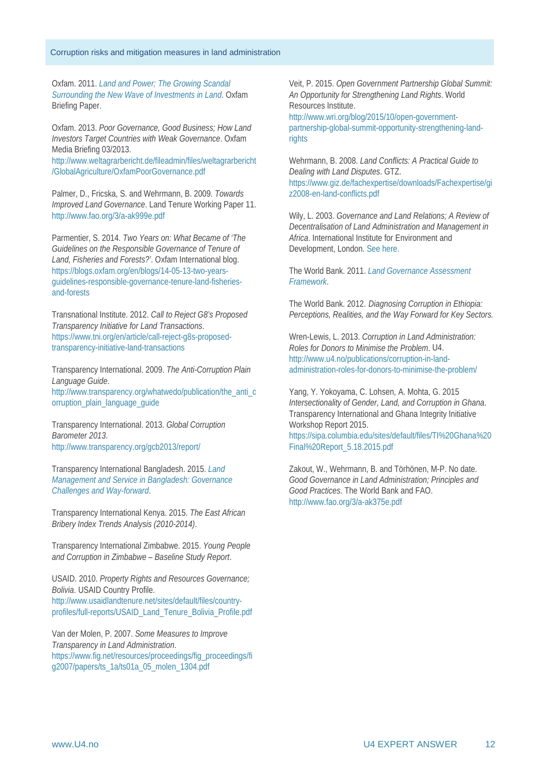Oxfam. 2011. *Land and Power; The Growing Scandal Surrounding the New Wave of Investments in Land*. Oxfam Briefing Paper.

Oxfam. 2013. *Poor Governance, Good Business; How Land Investors Target Countries with Weak Governance*. Oxfam Media Briefing 03/2013. http://www.weltagrarbericht.de/fileadmin/files/weltagrarbericht/GlobalAgriculture/OxfamPoorGovernance.pdf

Palmer, D., Fricska, S. and Wehrmann, B. 2009. *Towards Improved Land Governance*. Land Tenure Working Paper 11. http://www.fao.org/3/a-ak999e.pdf

Parmentier, S. 2014. *Two Years on: What Became of 'The Guidelines on the Responsible Governance of Tenure of Land, Fisheries and Forests?'*. Oxfam International blog. https://blogs.oxfam.org/en/blogs/14-05-13-two-years-guidelines-responsible-governance-tenure-land-fisheries-and-forests

Transnational Institute. 2012. *Call to Reject G8's Proposed Transparency Initiative for Land Transactions*. https://www.tni.org/en/article/call-reject-g8s-proposed-transparency-initiative-land-transactions

Transparency International. 2009. *The Anti-Corruption Plain Language Guide*. http://www.transparency.org/whatwedo/publication/the_anti_corruption_plain_language_guide

Transparency International. 2013. *Global Corruption Barometer 2013*. http://www.transparency.org/gcb2013/report/

Transparency International Bangladesh. 2015. *Land Management and Service in Bangladesh: Governance Challenges and Way-forward*.

Transparency International Kenya. 2015. *The East African Bribery Index Trends Analysis (2010-2014)*.

Transparency International Zimbabwe. 2015. *Young People and Corruption in Zimbabwe – Baseline Study Report*.

USAID. 2010. *Property Rights and Resources Governance; Bolivia*. USAID Country Profile. http://www.usaidlandtenure.net/sites/default/files/country-profiles/full-reports/USAID_Land_Tenure_Bolivia_Profile.pdf

Van der Molen, P. 2007. *Some Measures to Improve Transparency in Land Administration*. https://www.fig.net/resources/proceedings/fig_proceedings/fig2007/papers/ts_1a/ts01a_05_molen_1304.pdf

Veit, P. 2015. *Open Government Partnership Global Summit: An Opportunity for Strengthening Land Rights*. World Resources Institute. http://www.wri.org/blog/2015/10/open-government-partnership-global-summit-opportunity-strengthening-land-rights

Wehrmann, B. 2008. *Land Conflicts: A Practical Guide to Dealing with Land Disputes*. GTZ. https://www.giz.de/fachexpertise/downloads/Fachexpertise/giz2008-en-land-conflicts.pdf

Wily, L. 2003. *Governance and Land Relations; A Review of Decentralisation of Land Administration and Management in Africa*. International Institute for Environment and Development, London. See here.

The World Bank. 2011. *Land Governance Assessment Framework*.

The World Bank. 2012. *Diagnosing Corruption in Ethiopia: Perceptions, Realities, and the Way Forward for Key Sectors.*

Wren-Lewis, L. 2013. *Corruption in Land Administration: Roles for Donors to Minimise the Problem*. U4. http://www.u4.no/publications/corruption-in-land-administration-roles-for-donors-to-minimise-the-problem/

Yang, Y. Yokoyama, C. Lohsen, A. Mohta, G. 2015 *Intersectionality of Gender, Land, and Corruption in Ghana*. Transparency International and Ghana Integrity Initiative Workshop Report 2015. https://sipa.columbia.edu/sites/default/files/TI%20Ghana%20Final%20Report_5.18.2015.pdf

Zakout, W., Wehrmann, B. and Törhönen, M-P. No date. *Good Governance in Land Administration; Principles and Good Practices*. The World Bank and FAO. http://www.fao.org/3/a-ak375e.pdf